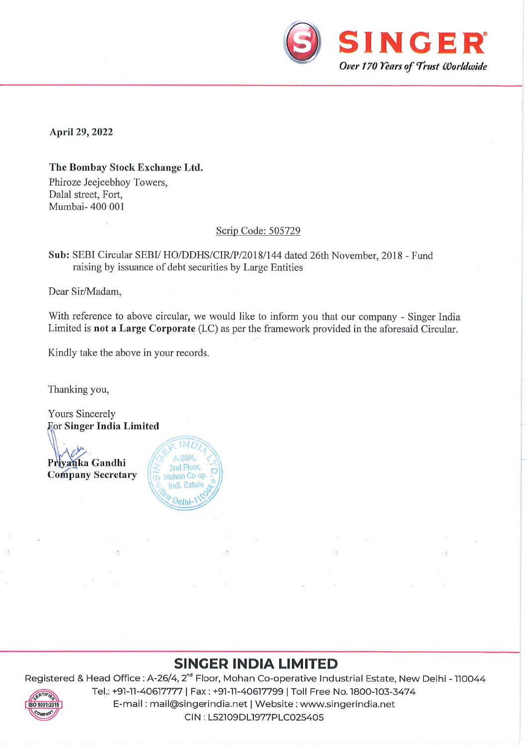**SINGER**

*Over 170 Years of Trust Worldwide*

**April 29, 2022**

**The Bombay Stock Exchange Ltd.**
Phiroze Jeejeebhoy Towers,
Dalal street, Fort,
Mumbai- 400 001

Scrip Code: 505729

**Sub:** SEBI Circular SEBI/ HO/DDHS/CIR/P/2018/144 dated 26th November, 2018 - Fund raising by issuance of debt securities by Large Entities

Dear Sir/Madam,

With reference to above circular, we would like to inform you that our company - Singer India Limited is **not a Large Corporate** (LC) as per the framework provided in the aforesaid Circular.

Kindly take the above in your records.

Thanking you,

Yours Sincerely
For **Singer India Limited**

**Priyanka Gandhi**
**Company Secretary**

SINGER INDIA LTD. A-26/4, 2nd Floor, Mohan Co-op. Indl. Estate, New Delhi-110044

**SINGER INDIA LIMITED**

Registered & Head Office : A-26/4, 2nd Floor, Mohan Co-operative Industrial Estate, New Delhi - 110044
Tel.: +91-11-40617777 | Fax : +91-11-40617799 | Toll Free No. 1800-103-3474
E-mail : mail@singerindia.net | Website : www.singerindia.net
CIN : L52109DL1977PLC025405

CERTIFIED ISO 9001:2015 COMPANY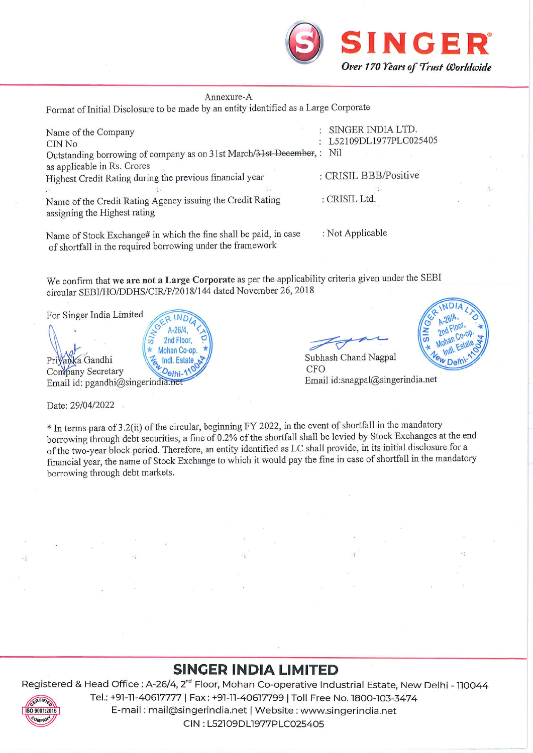SINGER

*Over 170 Years of Trust Worldwide*

Annexure-A

Format of Initial Disclosure to be made by an entity identified as a Large Corporate

| | | |
|---|---|---|
| Name of the Company | : | SINGER INDIA LTD. |
| CIN No | : | L52109DL1977PLC025405 |
| Outstanding borrowing of company as on 31st March/~~31st December~~, as applicable in Rs. Crores | : | Nil |
| Highest Credit Rating during the previous financial year | : | CRISIL BBB/Positive |
| Name of the Credit Rating Agency issuing the Credit Rating assigning the Highest rating | : | CRISIL Ltd. |
| Name of Stock Exchange# in which the fine shall be paid, in case of shortfall in the required borrowing under the framework | : | Not Applicable |

We confirm that **we are not a Large Corporate** as per the applicability criteria given under the SEBI circular SEBI/HO/DDHS/CIR/P/2018/144 dated November 26, 2018

For Singer India Limited

Priyanka Gandhi
Company Secretary
Email id: pgandhi@singerindia.net

Subhash Chand Nagpal
CFO
Email id:snagpal@singerindia.net

Date: 29/04/2022

\* In terms para of 3.2(ii) of the circular, beginning FY 2022, in the event of shortfall in the mandatory borrowing through debt securities, a fine of 0.2% of the shortfall shall be levied by Stock Exchanges at the end of the two-year block period. Therefore, an entity identified as LC shall provide, in its initial disclosure for a financial year, the name of Stock Exchange to which it would pay the fine in case of shortfall in the mandatory borrowing through debt markets.

**SINGER INDIA LIMITED**

Registered & Head Office : A-26/4, 2nd Floor, Mohan Co-operative Industrial Estate, New Delhi - 110044
Tel.: +91-11-40617777 | Fax : +91-11-40617799 | Toll Free No. 1800-103-3474
E-mail : mail@singerindia.net | Website : www.singerindia.net
CIN : L52109DL1977PLC025405